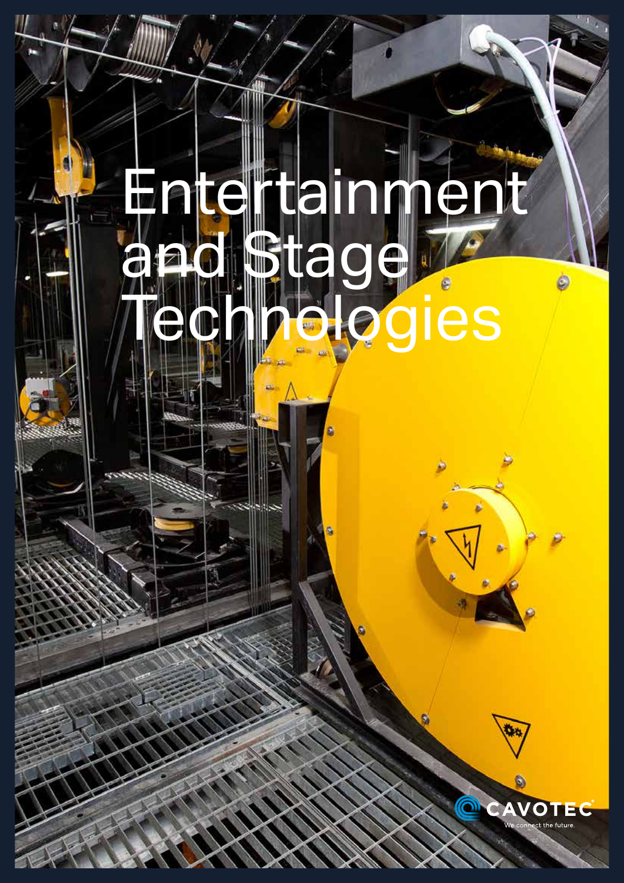# Entertainment and Stage Technologies

CAVOTEC

We connect the future.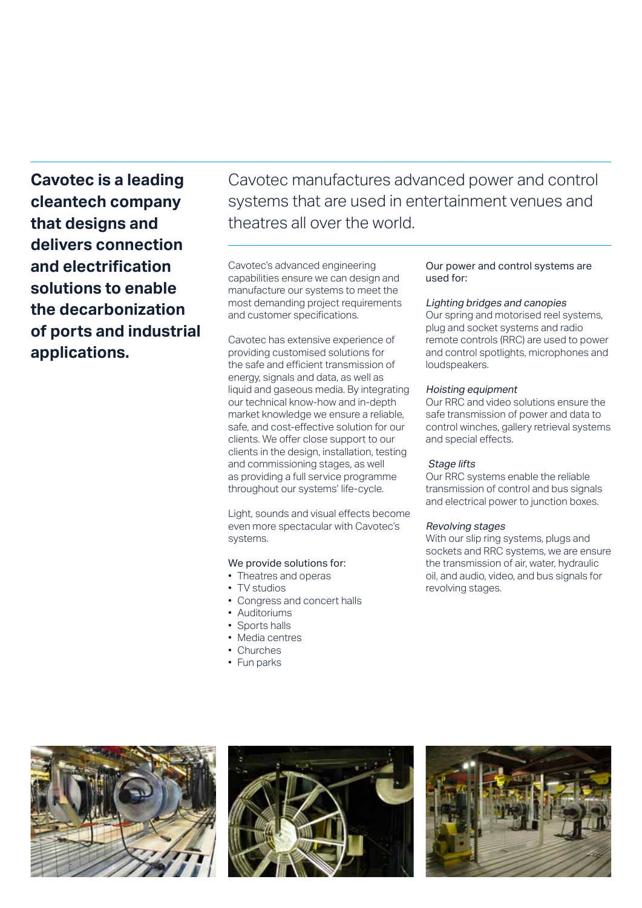**Cavotec is a leading cleantech company that designs and delivers connection and electrification solutions to enable the decarbonization of ports and industrial applications.**

Cavotec manufactures advanced power and control systems that are used in entertainment venues and theatres all over the world.

Cavotec's advanced engineering capabilities ensure we can design and manufacture our systems to meet the most demanding project requirements and customer specifications.

Cavotec has extensive experience of providing customised solutions for the safe and efficient transmission of energy, signals and data, as well as liquid and gaseous media. By integrating our technical know-how and in-depth market knowledge we ensure a reliable, safe, and cost-effective solution for our clients. We offer close support to our clients in the design, installation, testing and commissioning stages, as well as providing a full service programme throughout our systems' life-cycle.

Light, sounds and visual effects become even more spectacular with Cavotec's systems.

We provide solutions for:

- Theatres and operas
- TV studios
- Congress and concert halls
- Auditoriums
- Sports halls
- Media centres
- Churches
- Fun parks

Our power and control systems are used for:

*Lighting bridges and canopies*
Our spring and motorised reel systems, plug and socket systems and radio remote controls (RRC) are used to power and control spotlights, microphones and loudspeakers.

*Hoisting equipment*
Our RRC and video solutions ensure the safe transmission of power and data to control winches, gallery retrieval systems and special effects.

*Stage lifts*
Our RRC systems enable the reliable transmission of control and bus signals and electrical power to junction boxes.

*Revolving stages*
With our slip ring systems, plugs and sockets and RRC systems, we are ensure the transmission of air, water, hydraulic oil, and audio, video, and bus signals for revolving stages.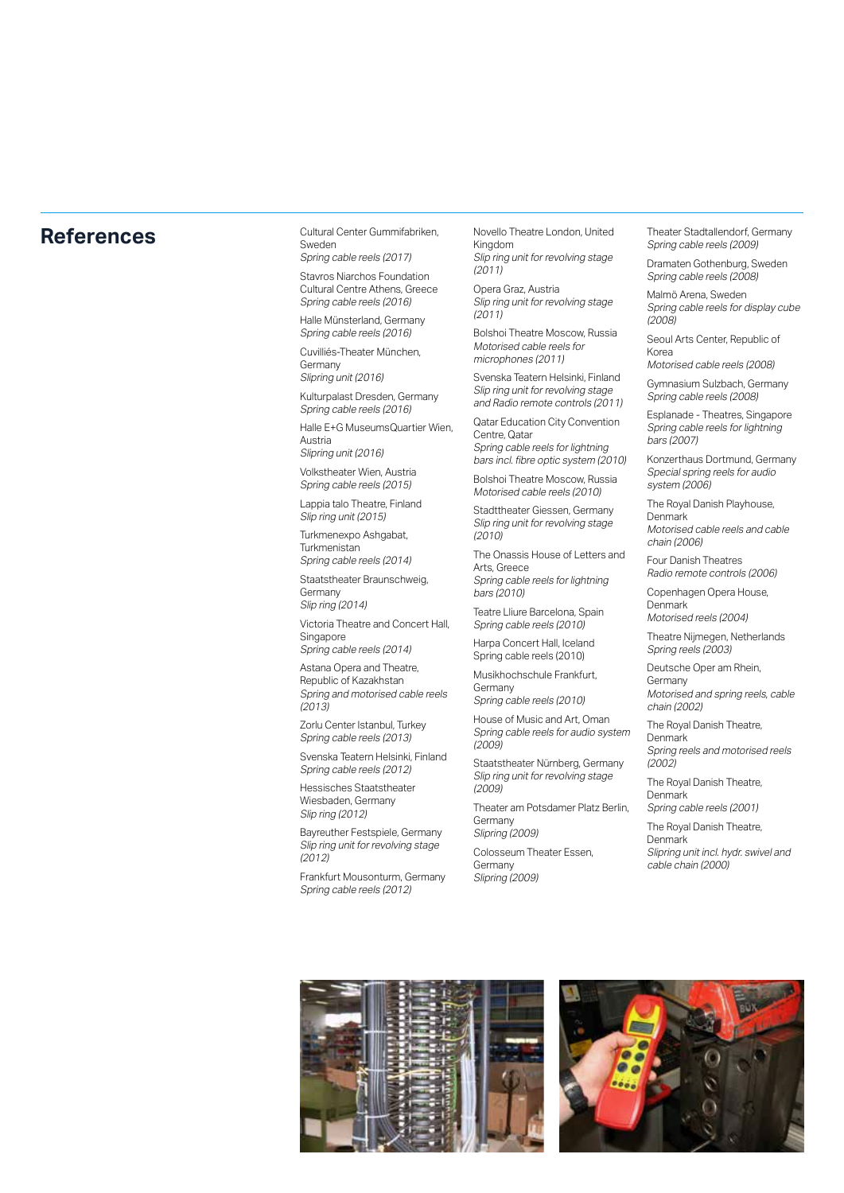# References

Cultural Center Gummifabriken, Sweden
*Spring cable reels (2017)*

Stavros Niarchos Foundation Cultural Centre Athens, Greece
*Spring cable reels (2016)*

Halle Münsterland, Germany
*Spring cable reels (2016)*

Cuvilliés-Theater München, Germany
*Slipring unit (2016)*

Kulturpalast Dresden, Germany
*Spring cable reels (2016)*

Halle E+G MuseumsQuartier Wien, Austria
*Slipring unit (2016)*

Volkstheater Wien, Austria
*Spring cable reels (2015)*

Lappia talo Theatre, Finland
*Slip ring unit (2015)*

Turkmenexpo Ashgabat, Turkmenistan
*Spring cable reels (2014)*

Staatstheater Braunschweig, Germany
*Slip ring (2014)*

Victoria Theatre and Concert Hall, Singapore
*Spring cable reels (2014)*

Astana Opera and Theatre, Republic of Kazakhstan
*Spring and motorised cable reels (2013)*

Zorlu Center Istanbul, Turkey
*Spring cable reels (2013)*

Svenska Teatern Helsinki, Finland
*Spring cable reels (2012)*

Hessisches Staatstheater Wiesbaden, Germany
*Slip ring (2012)*

Bayreuther Festspiele, Germany
*Slip ring unit for revolving stage (2012)*

Frankfurt Mousonturm, Germany
*Spring cable reels (2012)*

Novello Theatre London, United Kingdom
*Slip ring unit for revolving stage (2011)*

Opera Graz, Austria
*Slip ring unit for revolving stage (2011)*

Bolshoi Theatre Moscow, Russia
*Motorised cable reels for microphones (2011)*

Svenska Teatern Helsinki, Finland
*Slip ring unit for revolving stage and Radio remote controls (2011)*

Qatar Education City Convention Centre, Qatar
*Spring cable reels for lightning bars incl. fibre optic system (2010)*

Bolshoi Theatre Moscow, Russia
*Motorised cable reels (2010)*

Stadttheater Giessen, Germany
*Slip ring unit for revolving stage (2010)*

The Onassis House of Letters and Arts, Greece
*Spring cable reels for lightning bars (2010)*

Teatre Lliure Barcelona, Spain
*Spring cable reels (2010)*

Harpa Concert Hall, Iceland
Spring cable reels (2010)

Musikhochschule Frankfurt, Germany
*Spring cable reels (2010)*

House of Music and Art, Oman
*Spring cable reels for audio system (2009)*

Staatstheater Nürnberg, Germany
*Slip ring unit for revolving stage (2009)*

Theater am Potsdamer Platz Berlin, Germany
*Slipring (2009)*

Colosseum Theater Essen, Germany
*Slipring (2009)*

Theater Stadtallendorf, Germany
*Spring cable reels (2009)*

Dramaten Gothenburg, Sweden
*Spring cable reels (2008)*

Malmö Arena, Sweden
*Spring cable reels for display cube (2008)*

Seoul Arts Center, Republic of Korea
*Motorised cable reels (2008)*

Gymnasium Sulzbach, Germany
*Spring cable reels (2008)*

Esplanade - Theatres, Singapore
*Spring cable reels for lightning bars (2007)*

Konzerthaus Dortmund, Germany
*Special spring reels for audio system (2006)*

The Royal Danish Playhouse, Denmark
*Motorised cable reels and cable chain (2006)*

Four Danish Theatres
*Radio remote controls (2006)*

Copenhagen Opera House, Denmark
*Motorised reels (2004)*

Theatre Nijmegen, Netherlands
*Spring reels (2003)*

Deutsche Oper am Rhein, Germany
*Motorised and spring reels, cable chain (2002)*

The Royal Danish Theatre, Denmark
*Spring reels and motorised reels (2002)*

The Royal Danish Theatre, Denmark
*Spring cable reels (2001)*

The Royal Danish Theatre, Denmark
*Slipring unit incl. hydr. swivel and cable chain (2000)*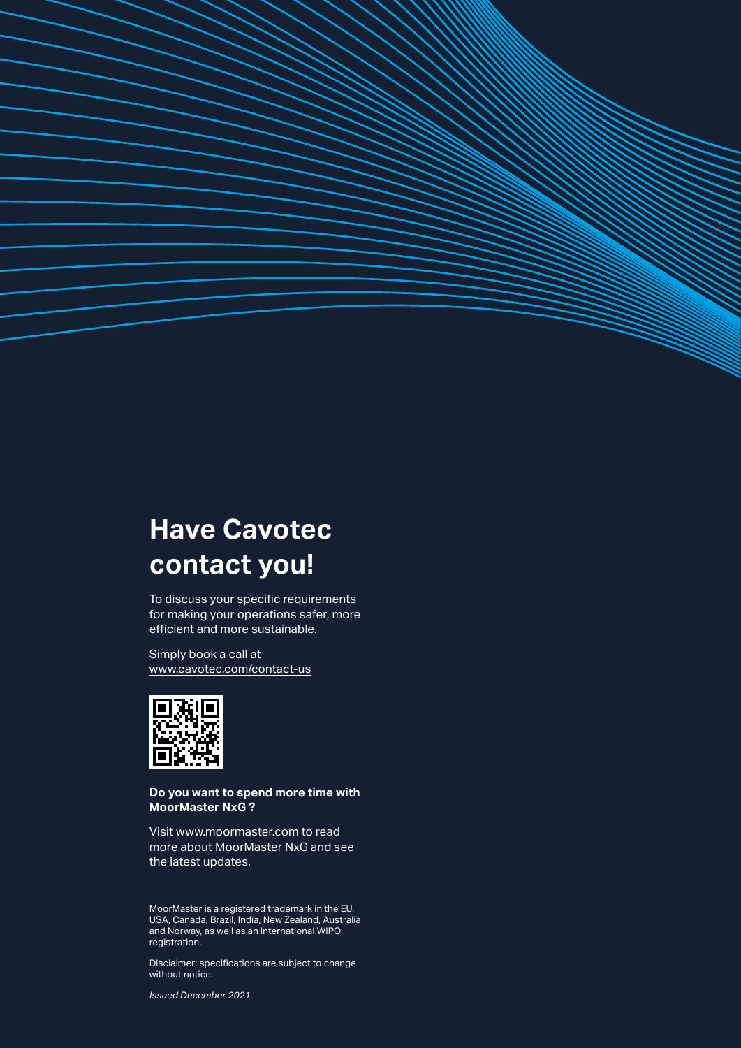# Have Cavotec contact you!

To discuss your specific requirements for making your operations safer, more efficient and more sustainable.

Simply book a call at www.cavotec.com/contact-us

**Do you want to spend more time with MoorMaster NxG ?**

Visit www.moormaster.com to read more about MoorMaster NxG and see the latest updates.

MoorMaster is a registered trademark in the EU, USA, Canada, Brazil, India, New Zealand, Australia and Norway, as well as an international WIPO registration.

Disclaimer: specifications are subject to change without notice.

*Issued December 2021.*